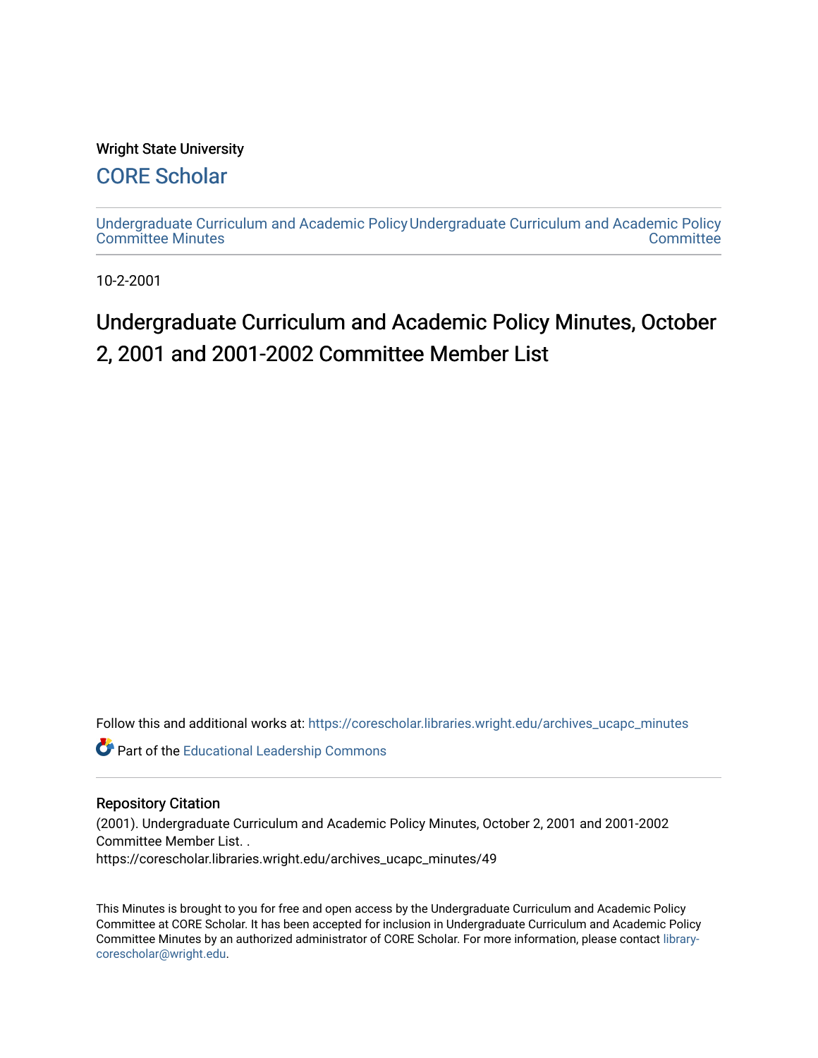Wright State University

## CORE Scholar

Undergraduate Curriculum and Academic Policy Committee Minutes

Undergraduate Curriculum and Academic Policy Committee

10-2-2001

# Undergraduate Curriculum and Academic Policy Minutes, October 2, 2001 and 2001-2002 Committee Member List

Follow this and additional works at: https://corescholar.libraries.wright.edu/archives_ucapc_minutes

Part of the Educational Leadership Commons

### Repository Citation

(2001). Undergraduate Curriculum and Academic Policy Minutes, October 2, 2001 and 2001-2002 Committee Member List. .
https://corescholar.libraries.wright.edu/archives_ucapc_minutes/49

This Minutes is brought to you for free and open access by the Undergraduate Curriculum and Academic Policy Committee at CORE Scholar. It has been accepted for inclusion in Undergraduate Curriculum and Academic Policy Committee Minutes by an authorized administrator of CORE Scholar. For more information, please contact library-corescholar@wright.edu.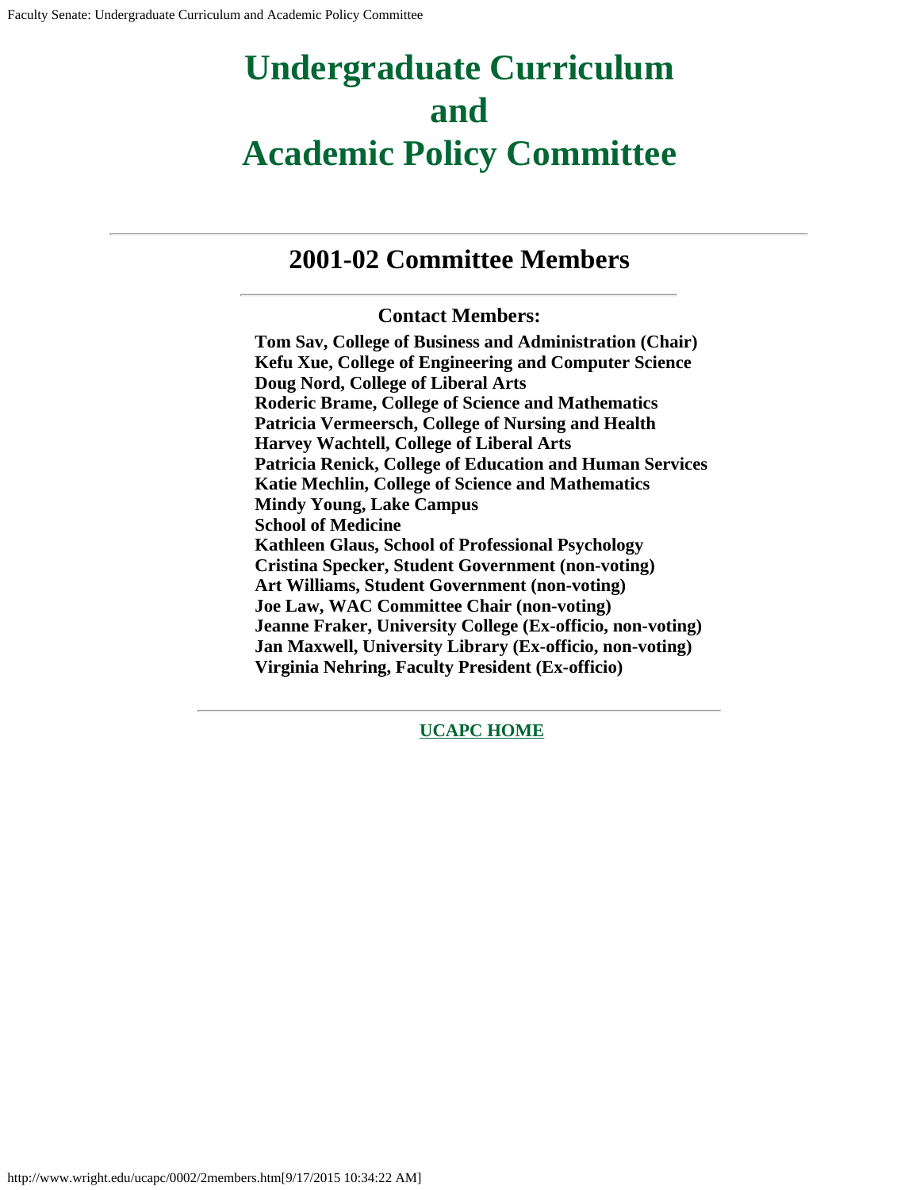# Undergraduate Curriculum and Academic Policy Committee

---

## 2001-02 Committee Members

---

### Contact Members:

**Tom Sav, College of Business and Administration (Chair)**
**Kefu Xue, College of Engineering and Computer Science**
**Doug Nord, College of Liberal Arts**
**Roderic Brame, College of Science and Mathematics**
**Patricia Vermeersch, College of Nursing and Health**
**Harvey Wachtell, College of Liberal Arts**
**Patricia Renick, College of Education and Human Services**
**Katie Mechlin, College of Science and Mathematics**
**Mindy Young, Lake Campus**
**School of Medicine**
**Kathleen Glaus, School of Professional Psychology**
**Cristina Specker, Student Government (non-voting)**
**Art Williams, Student Government (non-voting)**
**Joe Law, WAC Committee Chair (non-voting)**
**Jeanne Fraker, University College (Ex-officio, non-voting)**
**Jan Maxwell, University Library (Ex-officio, non-voting)**
**Virginia Nehring, Faculty President (Ex-officio)**

---

**UCAPC HOME**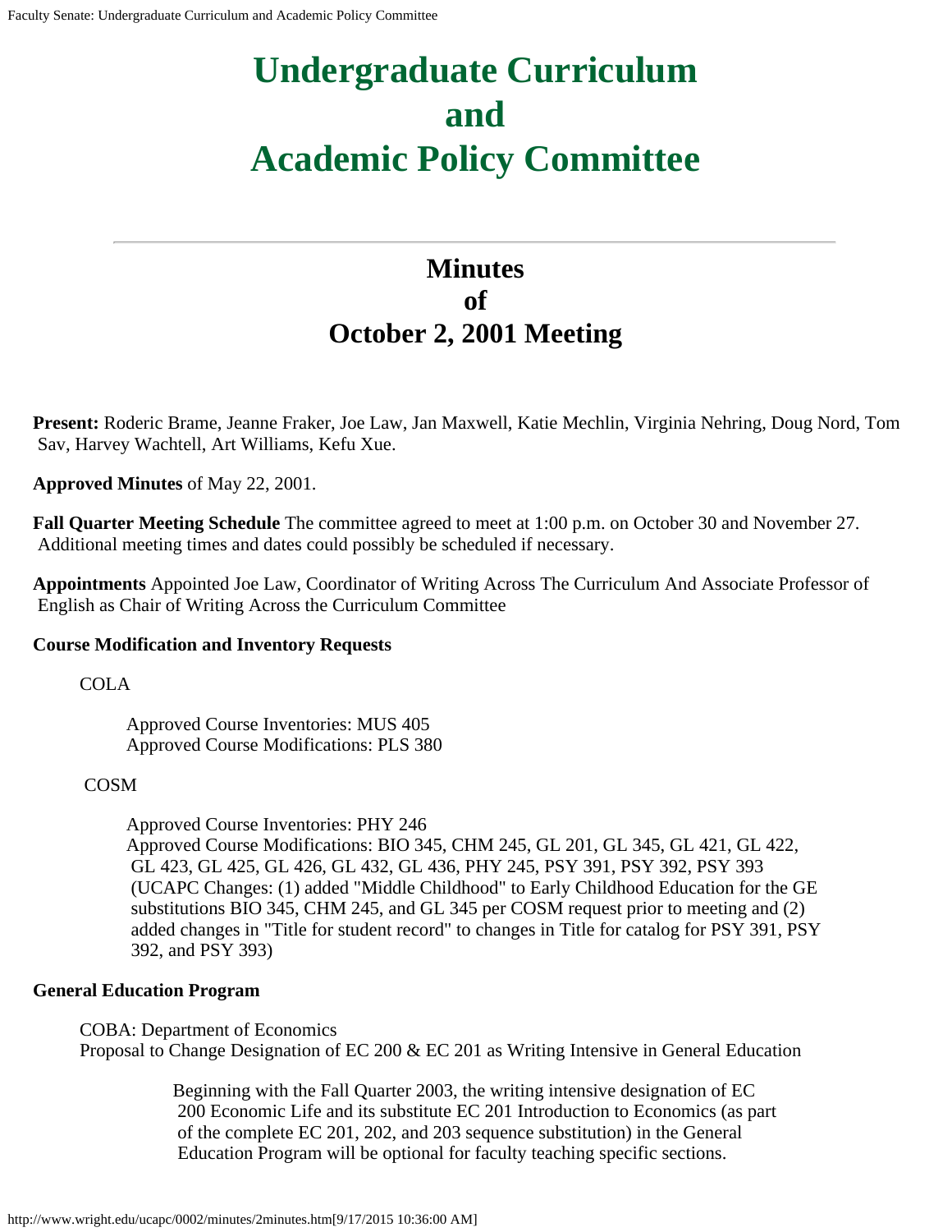# Undergraduate Curriculum and Academic Policy Committee

## Minutes of October 2, 2001 Meeting

**Present:** Roderic Brame, Jeanne Fraker, Joe Law, Jan Maxwell, Katie Mechlin, Virginia Nehring, Doug Nord, Tom Sav, Harvey Wachtell, Art Williams, Kefu Xue.

**Approved Minutes** of May 22, 2001.

**Fall Quarter Meeting Schedule** The committee agreed to meet at 1:00 p.m. on October 30 and November 27. Additional meeting times and dates could possibly be scheduled if necessary.

**Appointments** Appointed Joe Law, Coordinator of Writing Across The Curriculum And Associate Professor of English as Chair of Writing Across the Curriculum Committee

**Course Modification and Inventory Requests**

COLA

Approved Course Inventories: MUS 405
Approved Course Modifications: PLS 380

COSM

Approved Course Inventories: PHY 246
Approved Course Modifications: BIO 345, CHM 245, GL 201, GL 345, GL 421, GL 422, GL 423, GL 425, GL 426, GL 432, GL 436, PHY 245, PSY 391, PSY 392, PSY 393 (UCAPC Changes: (1) added "Middle Childhood" to Early Childhood Education for the GE substitutions BIO 345, CHM 245, and GL 345 per COSM request prior to meeting and (2) added changes in "Title for student record" to changes in Title for catalog for PSY 391, PSY 392, and PSY 393)

**General Education Program**

COBA: Department of Economics
Proposal to Change Designation of EC 200 & EC 201 as Writing Intensive in General Education

Beginning with the Fall Quarter 2003, the writing intensive designation of EC 200 Economic Life and its substitute EC 201 Introduction to Economics (as part of the complete EC 201, 202, and 203 sequence substitution) in the General Education Program will be optional for faculty teaching specific sections.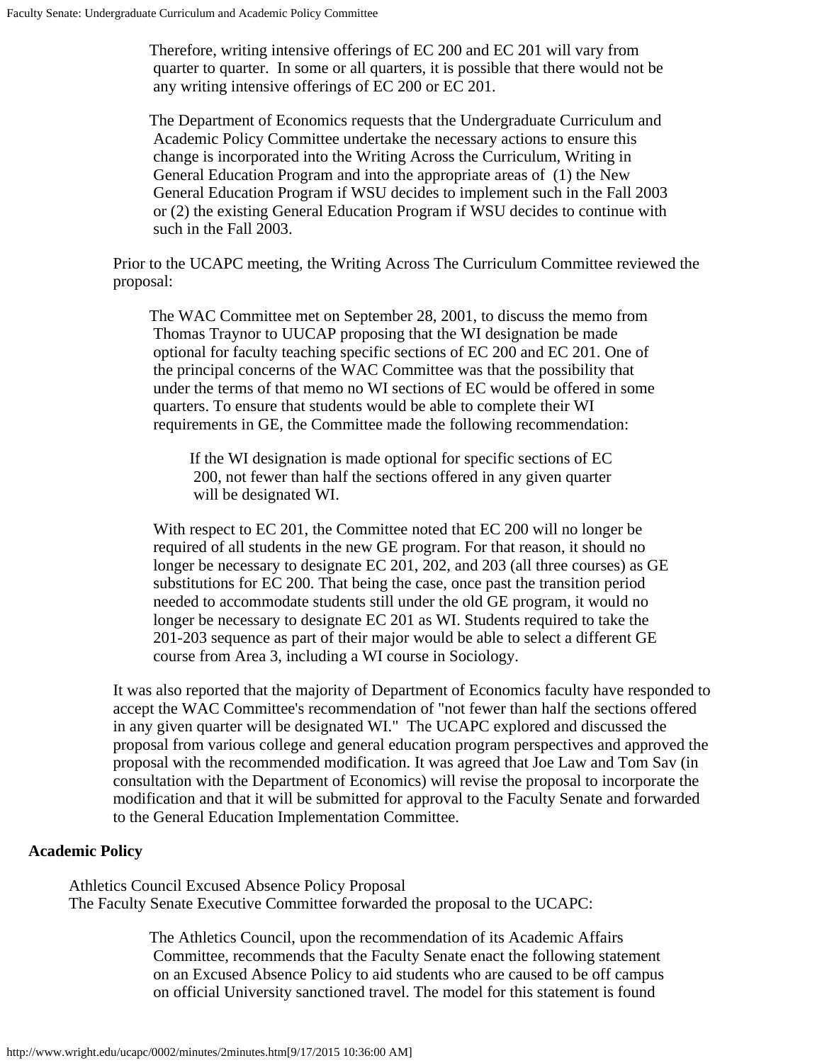> Therefore, writing intensive offerings of EC 200 and EC 201 will vary from quarter to quarter. In some or all quarters, it is possible that there would not be any writing intensive offerings of EC 200 or EC 201.
>
> The Department of Economics requests that the Undergraduate Curriculum and Academic Policy Committee undertake the necessary actions to ensure this change is incorporated into the Writing Across the Curriculum, Writing in General Education Program and into the appropriate areas of (1) the New General Education Program if WSU decides to implement such in the Fall 2003 or (2) the existing General Education Program if WSU decides to continue with such in the Fall 2003.

Prior to the UCAPC meeting, the Writing Across The Curriculum Committee reviewed the proposal:

> The WAC Committee met on September 28, 2001, to discuss the memo from Thomas Traynor to UUCAP proposing that the WI designation be made optional for faculty teaching specific sections of EC 200 and EC 201. One of the principal concerns of the WAC Committee was that the possibility that under the terms of that memo no WI sections of EC would be offered in some quarters. To ensure that students would be able to complete their WI requirements in GE, the Committee made the following recommendation:
>
> > If the WI designation is made optional for specific sections of EC 200, not fewer than half the sections offered in any given quarter will be designated WI.
>
> With respect to EC 201, the Committee noted that EC 200 will no longer be required of all students in the new GE program. For that reason, it should no longer be necessary to designate EC 201, 202, and 203 (all three courses) as GE substitutions for EC 200. That being the case, once past the transition period needed to accommodate students still under the old GE program, it would no longer be necessary to designate EC 201 as WI. Students required to take the 201-203 sequence as part of their major would be able to select a different GE course from Area 3, including a WI course in Sociology.

It was also reported that the majority of Department of Economics faculty have responded to accept the WAC Committee's recommendation of "not fewer than half the sections offered in any given quarter will be designated WI." The UCAPC explored and discussed the proposal from various college and general education program perspectives and approved the proposal with the recommended modification. It was agreed that Joe Law and Tom Sav (in consultation with the Department of Economics) will revise the proposal to incorporate the modification and that it will be submitted for approval to the Faculty Senate and forwarded to the General Education Implementation Committee.

**Academic Policy**

Athletics Council Excused Absence Policy Proposal
The Faculty Senate Executive Committee forwarded the proposal to the UCAPC:

> The Athletics Council, upon the recommendation of its Academic Affairs Committee, recommends that the Faculty Senate enact the following statement on an Excused Absence Policy to aid students who are caused to be off campus on official University sanctioned travel. The model for this statement is found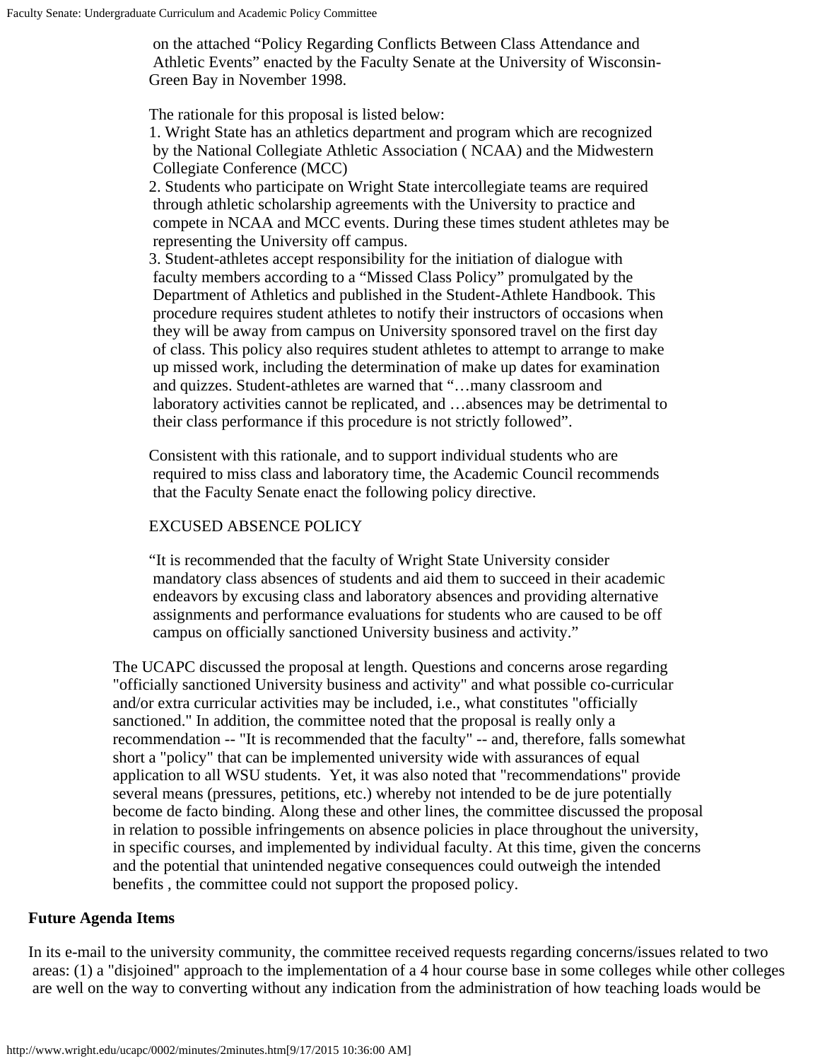on the attached "Policy Regarding Conflicts Between Class Attendance and Athletic Events" enacted by the Faculty Senate at the University of Wisconsin-Green Bay in November 1998.

The rationale for this proposal is listed below:

1. Wright State has an athletics department and program which are recognized by the National Collegiate Athletic Association ( NCAA) and the Midwestern Collegiate Conference (MCC)
2. Students who participate on Wright State intercollegiate teams are required through athletic scholarship agreements with the University to practice and compete in NCAA and MCC events. During these times student athletes may be representing the University off campus.
3. Student-athletes accept responsibility for the initiation of dialogue with faculty members according to a "Missed Class Policy" promulgated by the Department of Athletics and published in the Student-Athlete Handbook. This procedure requires student athletes to notify their instructors of occasions when they will be away from campus on University sponsored travel on the first day of class. This policy also requires student athletes to attempt to arrange to make up missed work, including the determination of make up dates for examination and quizzes. Student-athletes are warned that "…many classroom and laboratory activities cannot be replicated, and …absences may be detrimental to their class performance if this procedure is not strictly followed".

Consistent with this rationale, and to support individual students who are required to miss class and laboratory time, the Academic Council recommends that the Faculty Senate enact the following policy directive.

EXCUSED ABSENCE POLICY

"It is recommended that the faculty of Wright State University consider mandatory class absences of students and aid them to succeed in their academic endeavors by excusing class and laboratory absences and providing alternative assignments and performance evaluations for students who are caused to be off campus on officially sanctioned University business and activity."

The UCAPC discussed the proposal at length. Questions and concerns arose regarding "officially sanctioned University business and activity" and what possible co-curricular and/or extra curricular activities may be included, i.e., what constitutes "officially sanctioned." In addition, the committee noted that the proposal is really only a recommendation -- "It is recommended that the faculty" -- and, therefore, falls somewhat short a "policy" that can be implemented university wide with assurances of equal application to all WSU students. Yet, it was also noted that "recommendations" provide several means (pressures, petitions, etc.) whereby not intended to be de jure potentially become de facto binding. Along these and other lines, the committee discussed the proposal in relation to possible infringements on absence policies in place throughout the university, in specific courses, and implemented by individual faculty. At this time, given the concerns and the potential that unintended negative consequences could outweigh the intended benefits , the committee could not support the proposed policy.

**Future Agenda Items**

In its e-mail to the university community, the committee received requests regarding concerns/issues related to two areas: (1) a "disjoined" approach to the implementation of a 4 hour course base in some colleges while other colleges are well on the way to converting without any indication from the administration of how teaching loads would be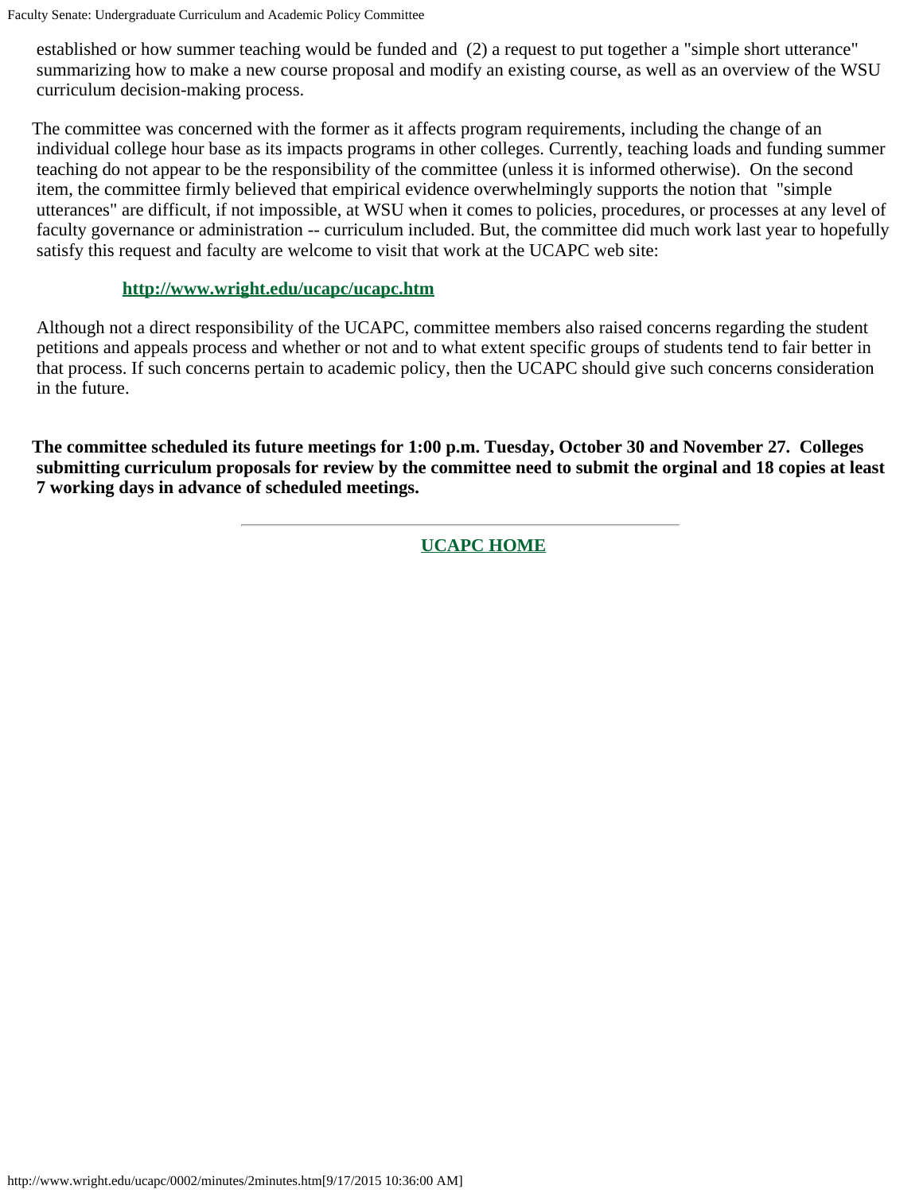established or how summer teaching would be funded and (2) a request to put together a "simple short utterance" summarizing how to make a new course proposal and modify an existing course, as well as an overview of the WSU curriculum decision-making process.

The committee was concerned with the former as it affects program requirements, including the change of an individual college hour base as its impacts programs in other colleges. Currently, teaching loads and funding summer teaching do not appear to be the responsibility of the committee (unless it is informed otherwise). On the second item, the committee firmly believed that empirical evidence overwhelmingly supports the notion that "simple utterances" are difficult, if not impossible, at WSU when it comes to policies, procedures, or processes at any level of faculty governance or administration -- curriculum included. But, the committee did much work last year to hopefully satisfy this request and faculty are welcome to visit that work at the UCAPC web site:

**http://www.wright.edu/ucapc/ucapc.htm**

Although not a direct responsibility of the UCAPC, committee members also raised concerns regarding the student petitions and appeals process and whether or not and to what extent specific groups of students tend to fair better in that process. If such concerns pertain to academic policy, then the UCAPC should give such concerns consideration in the future.

**The committee scheduled its future meetings for 1:00 p.m. Tuesday, October 30 and November 27. Colleges submitting curriculum proposals for review by the committee need to submit the orginal and 18 copies at least 7 working days in advance of scheduled meetings.**

---

**UCAPC HOME**